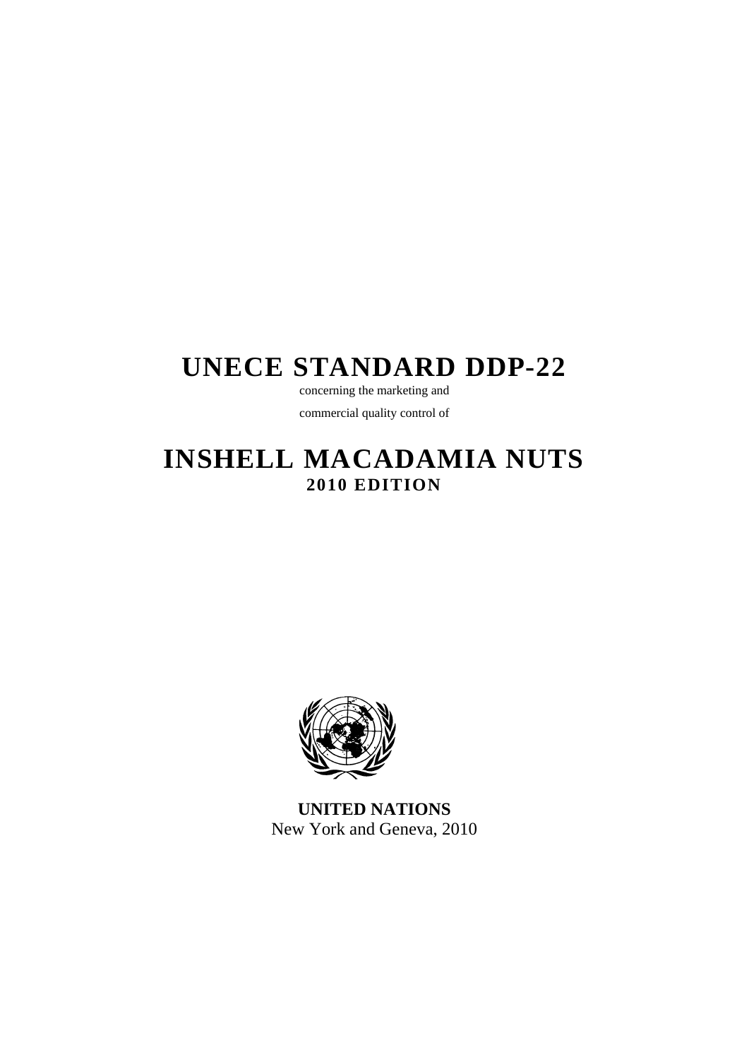# UNECE STANDARD DDP-22

concerning the marketing and

commercial quality control of

# INSHELL MACADAMIA NUTS

**2010 EDITION**

**UNITED NATIONS**

New York and Geneva, 2010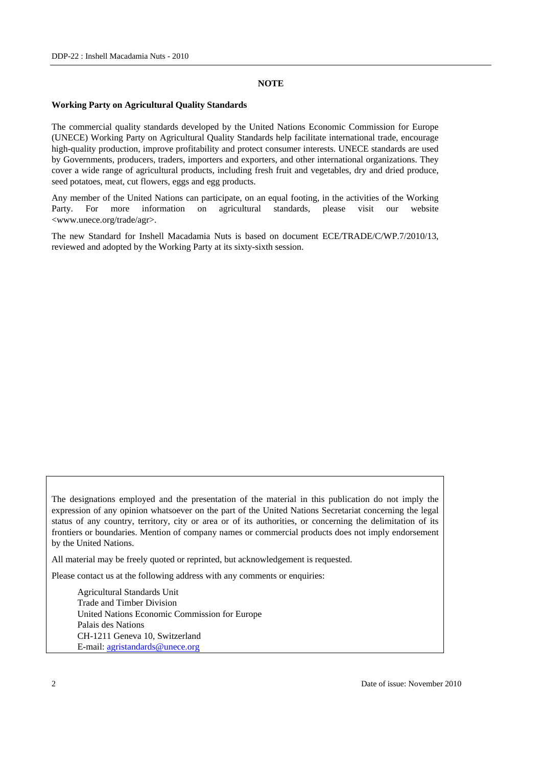## NOTE

### Working Party on Agricultural Quality Standards

The commercial quality standards developed by the United Nations Economic Commission for Europe (UNECE) Working Party on Agricultural Quality Standards help facilitate international trade, encourage high-quality production, improve profitability and protect consumer interests. UNECE standards are used by Governments, producers, traders, importers and exporters, and other international organizations. They cover a wide range of agricultural products, including fresh fruit and vegetables, dry and dried produce, seed potatoes, meat, cut flowers, eggs and egg products.

Any member of the United Nations can participate, on an equal footing, in the activities of the Working Party. For more information on agricultural standards, please visit our website <www.unece.org/trade/agr>.

The new Standard for Inshell Macadamia Nuts is based on document ECE/TRADE/C/WP.7/2010/13, reviewed and adopted by the Working Party at its sixty-sixth session.

The designations employed and the presentation of the material in this publication do not imply the expression of any opinion whatsoever on the part of the United Nations Secretariat concerning the legal status of any country, territory, city or area or of its authorities, or concerning the delimitation of its frontiers or boundaries. Mention of company names or commercial products does not imply endorsement by the United Nations.

All material may be freely quoted or reprinted, but acknowledgement is requested.

Please contact us at the following address with any comments or enquiries:

Agricultural Standards Unit
Trade and Timber Division
United Nations Economic Commission for Europe
Palais des Nations
CH-1211 Geneva 10, Switzerland
E-mail: agristandards@unece.org

Date of issue: November 2010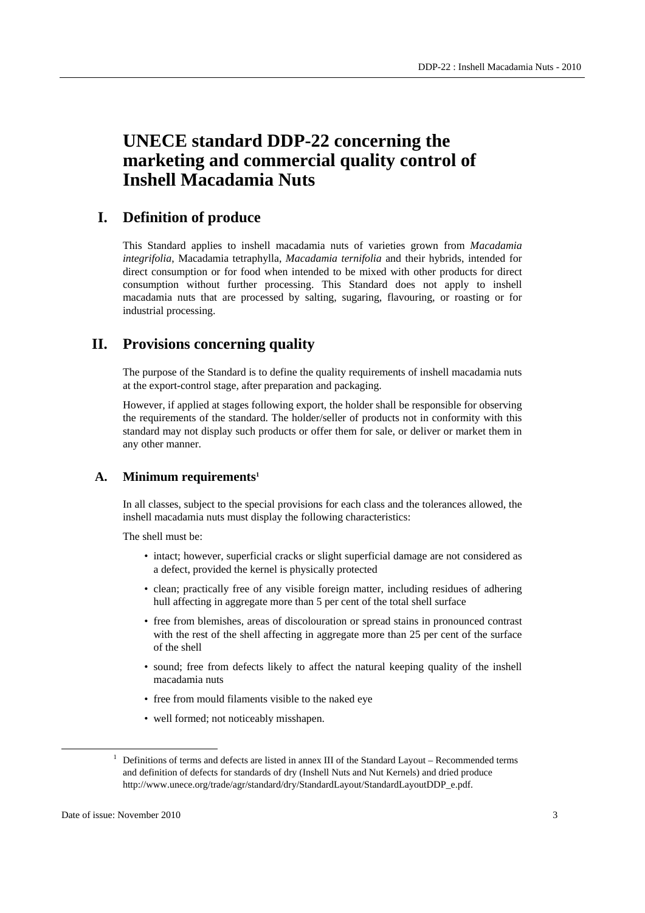# UNECE standard DDP-22 concerning the marketing and commercial quality control of Inshell Macadamia Nuts

## I. Definition of produce

This Standard applies to inshell macadamia nuts of varieties grown from *Macadamia integrifolia*, Macadamia tetraphylla, *Macadamia ternifolia* and their hybrids, intended for direct consumption or for food when intended to be mixed with other products for direct consumption without further processing. This Standard does not apply to inshell macadamia nuts that are processed by salting, sugaring, flavouring, or roasting or for industrial processing.

## II. Provisions concerning quality

The purpose of the Standard is to define the quality requirements of inshell macadamia nuts at the export-control stage, after preparation and packaging.

However, if applied at stages following export, the holder shall be responsible for observing the requirements of the standard. The holder/seller of products not in conformity with this standard may not display such products or offer them for sale, or deliver or market them in any other manner.

### A. Minimum requirements[1]

In all classes, subject to the special provisions for each class and the tolerances allowed, the inshell macadamia nuts must display the following characteristics:

The shell must be:

- intact; however, superficial cracks or slight superficial damage are not considered as a defect, provided the kernel is physically protected
- clean; practically free of any visible foreign matter, including residues of adhering hull affecting in aggregate more than 5 per cent of the total shell surface
- free from blemishes, areas of discolouration or spread stains in pronounced contrast with the rest of the shell affecting in aggregate more than 25 per cent of the surface of the shell
- sound; free from defects likely to affect the natural keeping quality of the inshell macadamia nuts
- free from mould filaments visible to the naked eye
- well formed; not noticeably misshapen.

[1] Definitions of terms and defects are listed in annex III of the Standard Layout – Recommended terms and definition of defects for standards of dry (Inshell Nuts and Nut Kernels) and dried produce http://www.unece.org/trade/agr/standard/dry/StandardLayout/StandardLayoutDDP_e.pdf.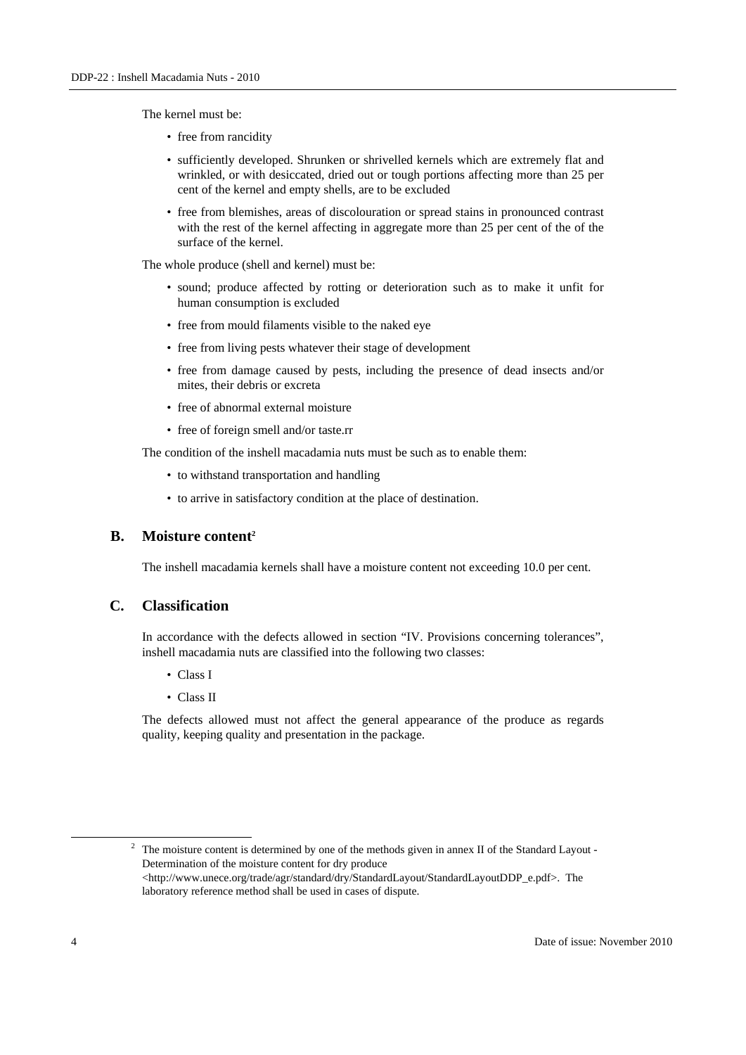The kernel must be:

- free from rancidity
- sufficiently developed. Shrunken or shrivelled kernels which are extremely flat and wrinkled, or with desiccated, dried out or tough portions affecting more than 25 per cent of the kernel and empty shells, are to be excluded
- free from blemishes, areas of discolouration or spread stains in pronounced contrast with the rest of the kernel affecting in aggregate more than 25 per cent of the of the surface of the kernel.

The whole produce (shell and kernel) must be:

- sound; produce affected by rotting or deterioration such as to make it unfit for human consumption is excluded
- free from mould filaments visible to the naked eye
- free from living pests whatever their stage of development
- free from damage caused by pests, including the presence of dead insects and/or mites, their debris or excreta
- free of abnormal external moisture
- free of foreign smell and/or taste.rr

The condition of the inshell macadamia nuts must be such as to enable them:

- to withstand transportation and handling
- to arrive in satisfactory condition at the place of destination.

## B. Moisture content[2]

The inshell macadamia kernels shall have a moisture content not exceeding 10.0 per cent.

## C. Classification

In accordance with the defects allowed in section "IV. Provisions concerning tolerances", inshell macadamia nuts are classified into the following two classes:

- Class I
- Class II

The defects allowed must not affect the general appearance of the produce as regards quality, keeping quality and presentation in the package.

---

[2] The moisture content is determined by one of the methods given in annex II of the Standard Layout - Determination of the moisture content for dry produce <http://www.unece.org/trade/agr/standard/dry/StandardLayout/StandardLayoutDDP_e.pdf>. The laboratory reference method shall be used in cases of dispute.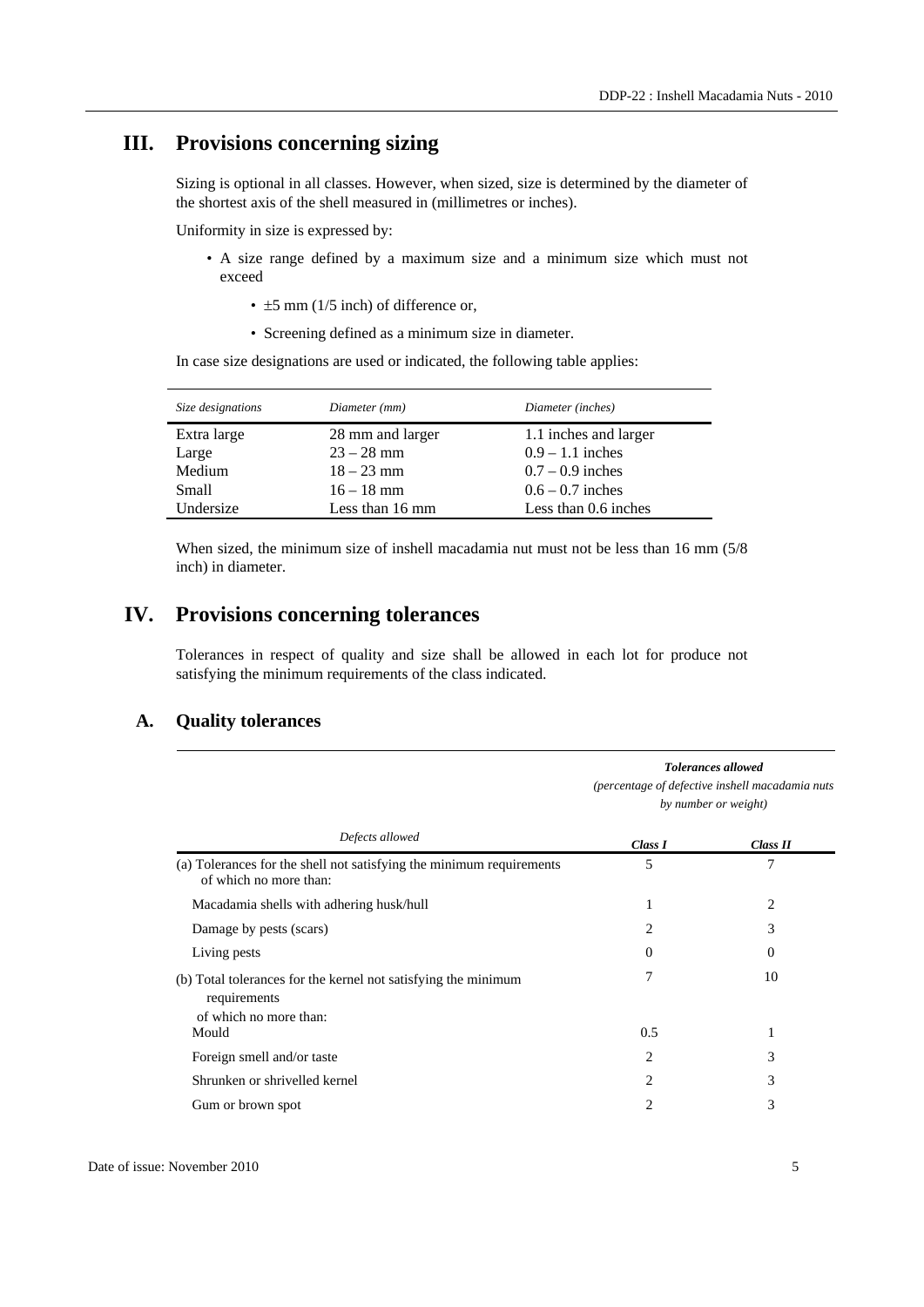# III. Provisions concerning sizing

Sizing is optional in all classes. However, when sized, size is determined by the diameter of the shortest axis of the shell measured in (millimetres or inches).

Uniformity in size is expressed by:

- A size range defined by a maximum size and a minimum size which must not exceed
  - ±5 mm (1/5 inch) of difference or,
  - Screening defined as a minimum size in diameter.

In case size designations are used or indicated, the following table applies:

| *Size designations* | *Diameter (mm)* | *Diameter (inches)* |
|---|---|---|
| Extra large | 28 mm and larger | 1.1 inches and larger |
| Large | 23 – 28 mm | 0.9 – 1.1 inches |
| Medium | 18 – 23 mm | 0.7 – 0.9 inches |
| Small | 16 – 18 mm | 0.6 – 0.7 inches |
| Undersize | Less than 16 mm | Less than 0.6 inches |

When sized, the minimum size of inshell macadamia nut must not be less than 16 mm (5/8 inch) in diameter.

# IV. Provisions concerning tolerances

Tolerances in respect of quality and size shall be allowed in each lot for produce not satisfying the minimum requirements of the class indicated.

## A. Quality tolerances

| *Defects allowed* | ***Tolerances allowed*** *(percentage of defective inshell macadamia nuts by number or weight)* ***Class I*** | ***Class II*** |
|---|---|---|
| (a) Tolerances for the shell not satisfying the minimum requirements of which no more than: | 5 | 7 |
| Macadamia shells with adhering husk/hull | 1 | 2 |
| Damage by pests (scars) | 2 | 3 |
| Living pests | 0 | 0 |
| (b) Total tolerances for the kernel not satisfying the minimum requirements of which no more than: | 7 | 10 |
| Mould | 0.5 | 1 |
| Foreign smell and/or taste | 2 | 3 |
| Shrunken or shrivelled kernel | 2 | 3 |
| Gum or brown spot | 2 | 3 |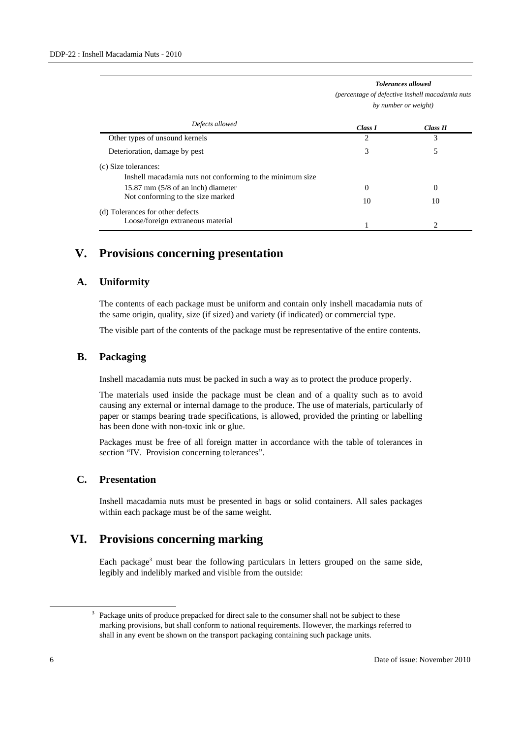| Defects allowed | Tolerances allowed (percentage of defective inshell macadamia nuts by number or weight) | |
|---|---|---|
| | **Class I** | **Class II** |
| Other types of unsound kernels | 2 | 3 |
| Deterioration, damage by pest | 3 | 5 |
| (c) Size tolerances: | | |
| Inshell macadamia nuts not conforming to the minimum size 15.87 mm (5/8 of an inch) diameter | 0 | 0 |
| Not conforming to the size marked | 10 | 10 |
| (d) Tolerances for other defects | | |
| Loose/foreign extraneous material | 1 | 2 |

# V. Provisions concerning presentation

## A. Uniformity

The contents of each package must be uniform and contain only inshell macadamia nuts of the same origin, quality, size (if sized) and variety (if indicated) or commercial type.

The visible part of the contents of the package must be representative of the entire contents.

## B. Packaging

Inshell macadamia nuts must be packed in such a way as to protect the produce properly.

The materials used inside the package must be clean and of a quality such as to avoid causing any external or internal damage to the produce. The use of materials, particularly of paper or stamps bearing trade specifications, is allowed, provided the printing or labelling has been done with non-toxic ink or glue.

Packages must be free of all foreign matter in accordance with the table of tolerances in section "IV. Provision concerning tolerances".

## C. Presentation

Inshell macadamia nuts must be presented in bags or solid containers. All sales packages within each package must be of the same weight.

# VI. Provisions concerning marking

Each package[3] must bear the following particulars in letters grouped on the same side, legibly and indelibly marked and visible from the outside:

---

[3] Package units of produce prepacked for direct sale to the consumer shall not be subject to these marking provisions, but shall conform to national requirements. However, the markings referred to shall in any event be shown on the transport packaging containing such package units.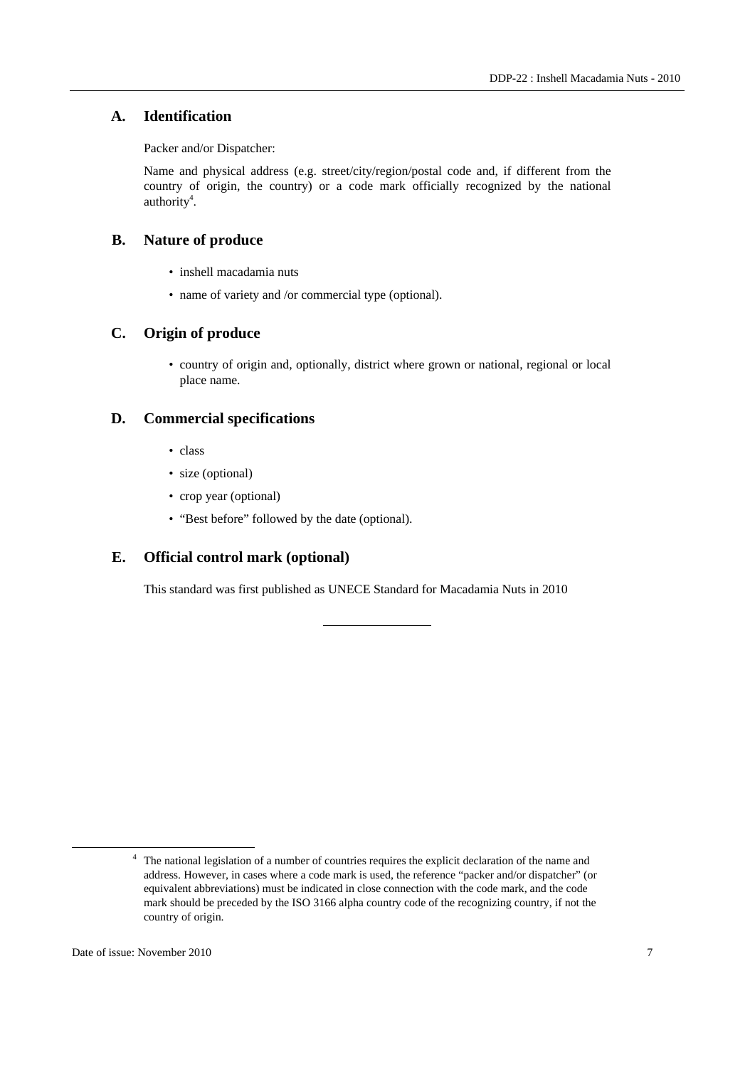## A. Identification

Packer and/or Dispatcher:

Name and physical address (e.g. street/city/region/postal code and, if different from the country of origin, the country) or a code mark officially recognized by the national authority[4].

## B. Nature of produce

- inshell macadamia nuts
- name of variety and /or commercial type (optional).

## C. Origin of produce

- country of origin and, optionally, district where grown or national, regional or local place name.

## D. Commercial specifications

- class
- size (optional)
- crop year (optional)
- "Best before" followed by the date (optional).

## E. Official control mark (optional)

This standard was first published as UNECE Standard for Macadamia Nuts in 2010

---

[4] The national legislation of a number of countries requires the explicit declaration of the name and address. However, in cases where a code mark is used, the reference "packer and/or dispatcher" (or equivalent abbreviations) must be indicated in close connection with the code mark, and the code mark should be preceded by the ISO 3166 alpha country code of the recognizing country, if not the country of origin.

Date of issue: November 2010